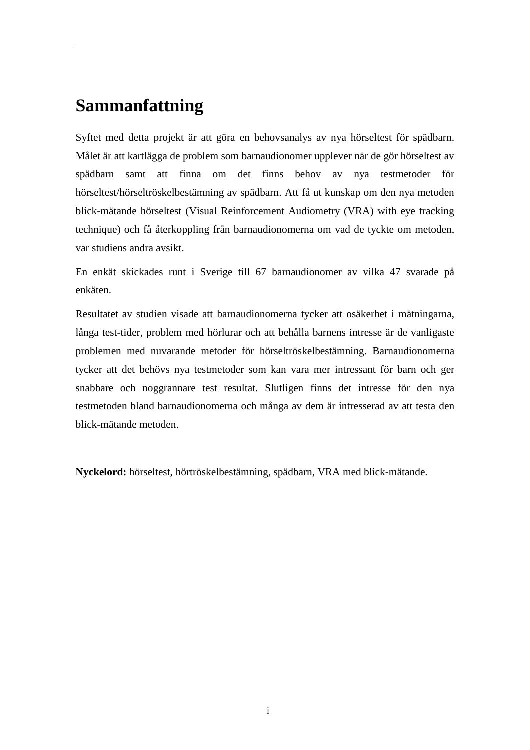# Sammanfattning

Syftet med detta projekt är att göra en behovsanalys av nya hörseltest för spädbarn. Målet är att kartlägga de problem som barnaudionomer upplever när de gör hörseltest av spädbarn samt att finna om det finns behov av nya testmetoder för hörseltest/hörseltröskelbestämning av spädbarn. Att få ut kunskap om den nya metoden blick-mätande hörseltest (Visual Reinforcement Audiometry (VRA) with eye tracking technique) och få återkoppling från barnaudionomerna om vad de tyckte om metoden, var studiens andra avsikt.

En enkät skickades runt i Sverige till 67 barnaudionomer av vilka 47 svarade på enkäten.

Resultatet av studien visade att barnaudionomerna tycker att osäkerhet i mätningarna, långa test-tider, problem med hörlurar och att behålla barnens intresse är de vanligaste problemen med nuvarande metoder för hörseltröskelbestämning. Barnaudionomerna tycker att det behövs nya testmetoder som kan vara mer intressant för barn och ger snabbare och noggrannare test resultat. Slutligen finns det intresse för den nya testmetoden bland barnaudionomerna och många av dem är intresserad av att testa den blick-mätande metoden.

**Nyckelord:** hörseltest, hörtröskelbestämning, spädbarn, VRA med blick-mätande.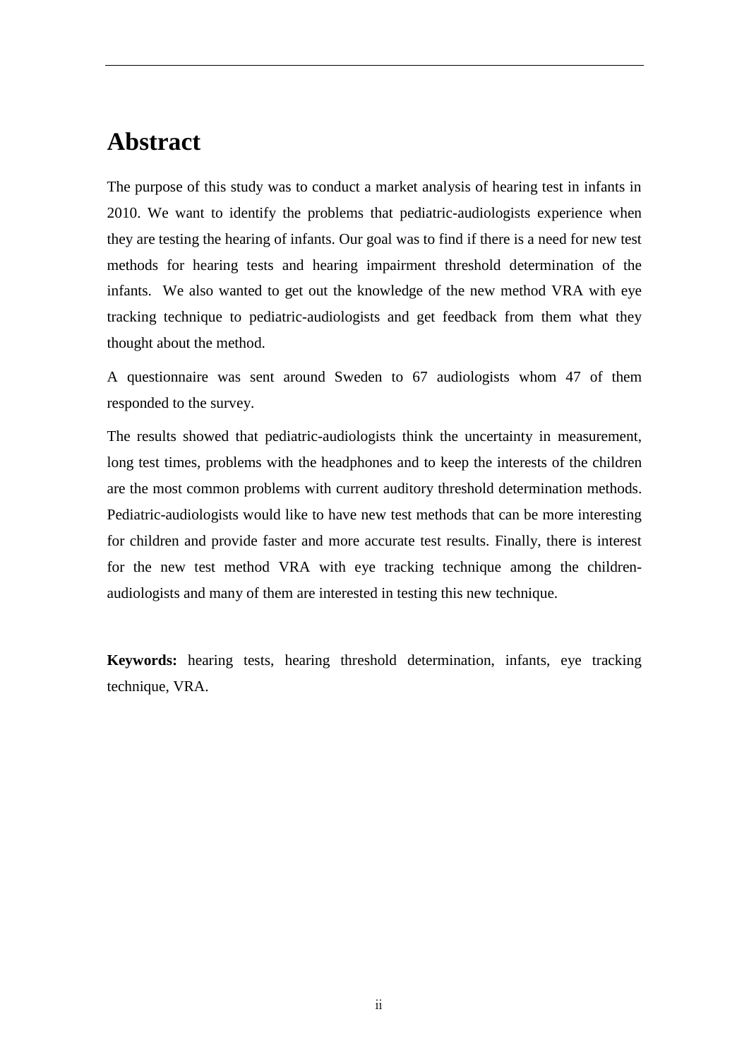# Abstract

The purpose of this study was to conduct a market analysis of hearing test in infants in 2010. We want to identify the problems that pediatric-audiologists experience when they are testing the hearing of infants. Our goal was to find if there is a need for new test methods for hearing tests and hearing impairment threshold determination of the infants. We also wanted to get out the knowledge of the new method VRA with eye tracking technique to pediatric-audiologists and get feedback from them what they thought about the method.

A questionnaire was sent around Sweden to 67 audiologists whom 47 of them responded to the survey.

The results showed that pediatric-audiologists think the uncertainty in measurement, long test times, problems with the headphones and to keep the interests of the children are the most common problems with current auditory threshold determination methods. Pediatric-audiologists would like to have new test methods that can be more interesting for children and provide faster and more accurate test results. Finally, there is interest for the new test method VRA with eye tracking technique among the children-audiologists and many of them are interested in testing this new technique.

**Keywords:** hearing tests, hearing threshold determination, infants, eye tracking technique, VRA.